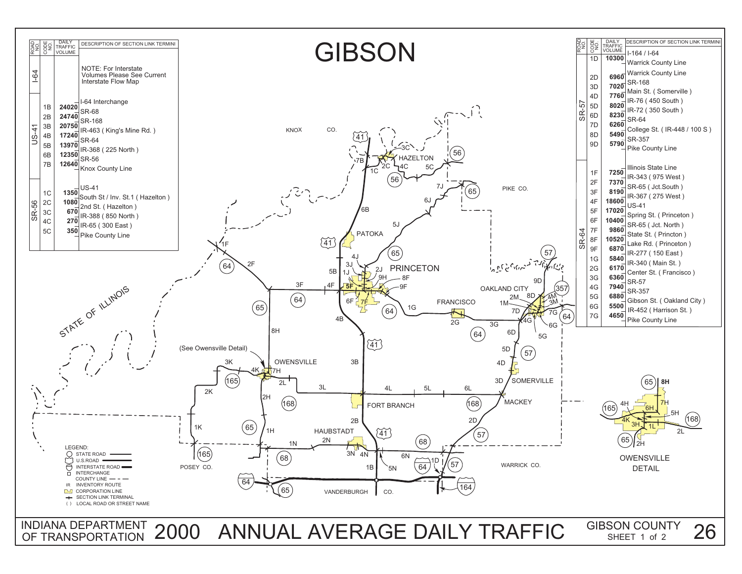# GIBSON

| ROAD NO. | CODE NO. | DAILY TRAFFIC VOLUME | DESCRIPTION OF SECTION LINK TERMINI |
|---|---|---|---|
| I-64 | | | NOTE: For Interstate Volumes Please See Current Interstate Flow Map |
| US-41 | | | I-64 Interchange |
| | 1B | 24020 | SR-68 |
| | 2B | 24740 | SR-168 |
| | 3B | 20750 | IR-463 ( King's Mine Rd. ) |
| | 4B | 17240 | SR-64 |
| | 5B | 13970 | IR-368 ( 225 North ) |
| | 6B | 12350 | SR-56 |
| | 7B | 12640 | Knox County Line |
| SR-56 | | | US-41 |
| | 1C | 1350 | South St / Inv. St.1 ( Hazelton ) |
| | 2C | 1080 | 2nd St. ( Hazelton ) |
| | 3C | 670 | IR-388 ( 850 North ) |
| | 4C | 270 | IR-65 ( 300 East ) |
| | 5C | 350 | Pike County Line |

| ROAD NO. | CODE NO. | DAILY TRAFFIC VOLUME | DESCRIPTION OF SECTION LINK TERMINI |
|---|---|---|---|
| SR-57 | | | I-164 / I-64 |
| | 1D | 10300 | Warrick County Line |
| | | | Warrick County Line |
| | 2D | 6960 | SR-168 |
| | 3D | 7020 | Main St. ( Somerville ) |
| | 4D | 7760 | IR-76 ( 450 South ) |
| | 5D | 8020 | IR-72 ( 350 South ) |
| | 6D | 8230 | SR-64 |
| | 7D | 6260 | College St. ( IR-448 / 100 S ) |
| | 8D | 5490 | SR-357 |
| | 9D | 5790 | Pike County Line |
| SR-64 | | | Illinois State Line |
| | 1F | 7250 | IR-343 ( 975 West ) |
| | 2F | 7370 | SR-65 ( Jct.South ) |
| | 3F | 8190 | IR-367 ( 275 West ) |
| | 4F | 18600 | US-41 |
| | 5F | 17020 | Spring St. ( Princeton ) |
| | 6F | 10400 | SR-65 ( Jct. North ) |
| | 7F | 9860 | State St. ( Princton ) |
| | 8F | 10520 | Lake Rd. ( Princeton ) |
| | 9F | 6870 | IR-277 ( 150 East ) |
| | 1G | 5840 | IR-340 ( Main St. ) |
| | 2G | 6170 | Center St. ( Francisco ) |
| | 3G | 6360 | SR-57 |
| | 4G | 7940 | SR-357 |
| | 5G | 6880 | Gibson St. ( Oakland City ) |
| | 6G | 5500 | IR-452 ( Harrison St. ) |
| | 7G | 4650 | Pike County Line |

LEGEND:
- STATE ROAD
- U.S.ROAD
- INTERSTATE ROAD
- INTERCHANGE
- COUNTY LINE
- IR INVENTORY ROUTE
- CORPORATION LINE
- SECTION LINK TERMINAL
- ( ) LOCAL ROAD OR STREET NAME

(See Owensville Detail)

OWENSVILLE DETAIL

INDIANA DEPARTMENT OF TRANSPORTATION 2000 ANNUAL AVERAGE DAILY TRAFFIC — GIBSON COUNTY SHEET 1 of 2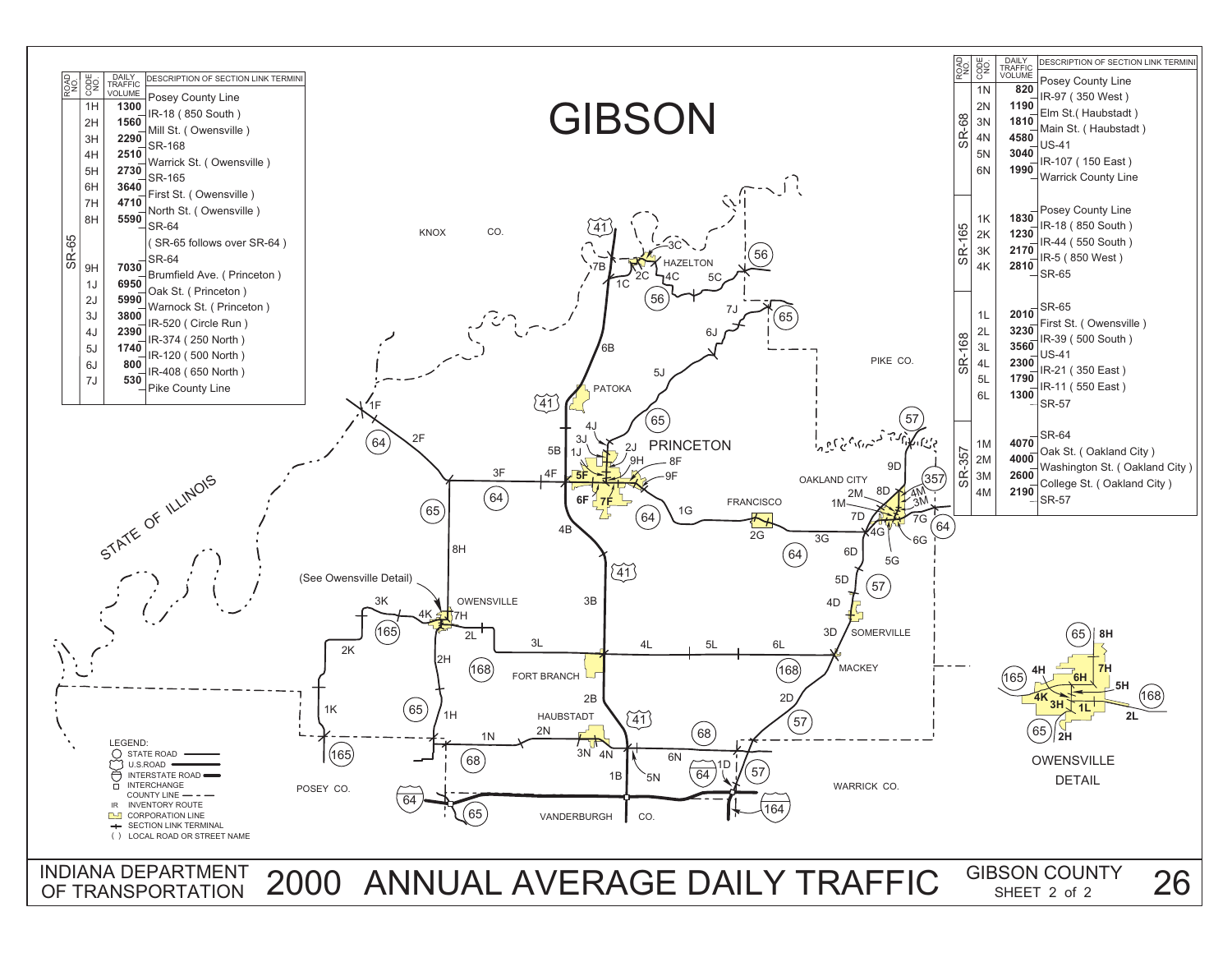# GIBSON

| ROAD NO. | CODE NO. | DAILY TRAFFIC VOLUME | DESCRIPTION OF SECTION LINK TERMINI |
|---|---|---|---|
| SR-65 | | | Posey County Line |
| | 1H | 1300 | IR-18 ( 850 South ) |
| | 2H | 1560 | Mill St. ( Owensville ) |
| | 3H | 2290 | SR-168 |
| | 4H | 2510 | Warrick St. ( Owensville ) |
| | 5H | 2730 | SR-165 |
| | 6H | 3640 | First St. ( Owensville ) |
| | 7H | 4710 | North St. ( Owensville ) |
| | 8H | 5590 | SR-64 |
| | | | ( SR-65 follows over SR-64 ) |
| | | | SR-64 |
| | 9H | 7030 | Brumfield Ave. ( Princeton ) |
| | 1J | 6950 | Oak St. ( Princeton ) |
| | 2J | 5990 | Warnock St. ( Princeton ) |
| | 3J | 3800 | IR-520 ( Circle Run ) |
| | 4J | 2390 | IR-374 ( 250 North ) |
| | 5J | 1740 | IR-120 ( 500 North ) |
| | 6J | 800 | IR-408 ( 650 North ) |
| | 7J | 530 | Pike County Line |

| ROAD NO. | CODE NO | DAILY TRAFFIC VOLUME | DESCRIPTION OF SECTION LINK TERMINI |
|---|---|---|---|
| SR-68 | | | Posey County Line |
| | 1N | 820 | IR-97 ( 350 West ) |
| | 2N | 1190 | Elm St.( Haubstadt ) |
| | 3N | 1810 | Main St. ( Haubstadt ) |
| | 4N | 4580 | US-41 |
| | 5N | 3040 | IR-107 ( 150 East ) |
| | 6N | 1990 | Warrick County Line |
| SR-165 | | | Posey County Line |
| | 1K | 1830 | IR-18 ( 850 South ) |
| | 2K | 1230 | IR-44 ( 550 South ) |
| | 3K | 2170 | IR-5 ( 850 West ) |
| | 4K | 2810 | SR-65 |
| SR-168 | | | SR-65 |
| | 1L | 2010 | First St. ( Owensville ) |
| | 2L | 3230 | IR-39 ( 500 South ) |
| | 3L | 3560 | US-41 |
| | 4L | 2300 | IR-21 ( 350 East ) |
| | 5L | 1790 | IR-11 ( 550 East ) |
| | 6L | 1300 | SR-57 |
| SR-357 | | | SR-64 |
| | 1M | 4070 | Oak St. ( Oakland City ) |
| | 2M | 4000 | Washington St. ( Oakland City ) |
| | 3M | 2600 | College St. ( Oakland City ) |
| | 4M | 2190 | SR-57 |

KNOX CO.
PIKE CO.
POSEY CO.
VANDERBURGH CO.
WARRICK CO.
STATE OF ILLINOIS

HAZELTON
PATOKA
PRINCETON
FRANCISCO
OAKLAND CITY
OWENSVILLE
SOMERVILLE
MACKEY
FORT BRANCH
HAUBSTADT

(See Owensville Detail)

OWENSVILLE DETAIL

LEGEND:
STATE ROAD
U.S.ROAD
INTERSTATE ROAD
INTERCHANGE
COUNTY LINE
IR INVENTORY ROUTE
CORPORATION LINE
SECTION LINK TERMINAL
( ) LOCAL ROAD OR STREET NAME

INDIANA DEPARTMENT OF TRANSPORTATION

2000 ANNUAL AVERAGE DAILY TRAFFIC

GIBSON COUNTY